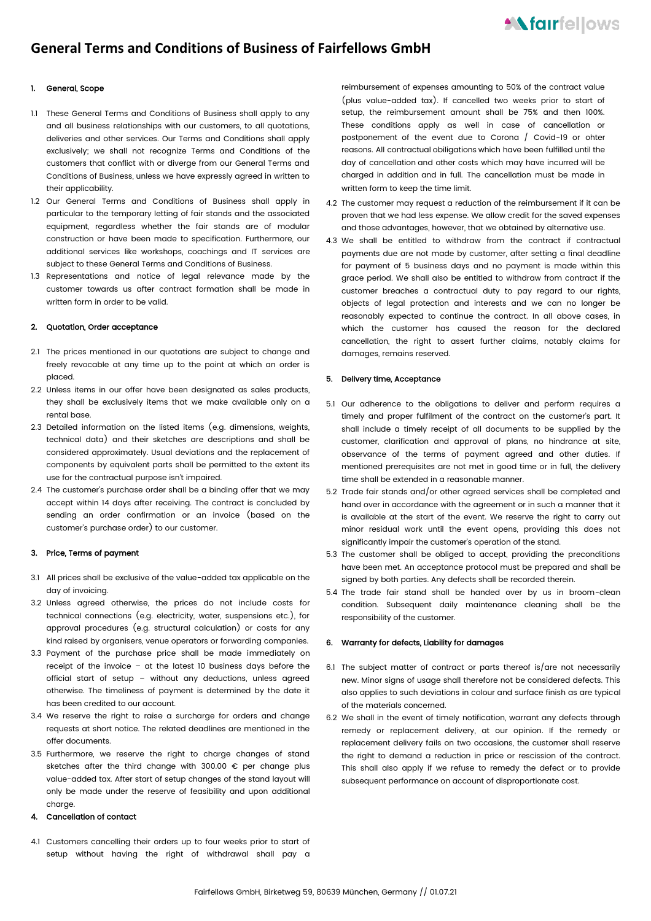# General Terms and Conditions of Business of Fairfellows GmbH

## 1. General, Scope

1.1 These General Terms and Conditions of Business shall apply to any and all business relationships with our customers, to all quotations, deliveries and other services. Our Terms and Conditions shall apply exclusively; we shall not recognize Terms and Conditions of the customers that conflict with or diverge from our General Terms and Conditions of Business, unless we have expressly agreed in written to their applicability.

1.2 Our General Terms and Conditions of Business shall apply in particular to the temporary letting of fair stands and the associated equipment, regardless whether the fair stands are of modular construction or have been made to specification. Furthermore, our additional services like workshops, coachings and IT services are subject to these General Terms and Conditions of Business.

1.3 Representations and notice of legal relevance made by the customer towards us after contract formation shall be made in written form in order to be valid.

## 2. Quotation, Order acceptance

2.1 The prices mentioned in our quotations are subject to change and freely revocable at any time up to the point at which an order is placed.

2.2 Unless items in our offer have been designated as sales products, they shall be exclusively items that we make available only on a rental base.

2.3 Detailed information on the listed items (e.g. dimensions, weights, technical data) and their sketches are descriptions and shall be considered approximately. Usual deviations and the replacement of components by equivalent parts shall be permitted to the extent its use for the contractual purpose isn't impaired.

2.4 The customer's purchase order shall be a binding offer that we may accept within 14 days after receiving. The contract is concluded by sending an order confirmation or an invoice (based on the customer's purchase order) to our customer.

## 3. Price, Terms of payment

3.1 All prices shall be exclusive of the value-added tax applicable on the day of invoicing.

3.2 Unless agreed otherwise, the prices do not include costs for technical connections (e.g. electricity, water, suspensions etc.), for approval procedures (e.g. structural calculation) or costs for any kind raised by organisers, venue operators or forwarding companies.

3.3 Payment of the purchase price shall be made immediately on receipt of the invoice – at the latest 10 business days before the official start of setup – without any deductions, unless agreed otherwise. The timeliness of payment is determined by the date it has been credited to our account.

3.4 We reserve the right to raise a surcharge for orders and change requests at short notice. The related deadlines are mentioned in the offer documents.

3.5 Furthermore, we reserve the right to charge changes of stand sketches after the third change with 300.00 € per change plus value-added tax. After start of setup changes of the stand layout will only be made under the reserve of feasibility and upon additional charge.

## 4. Cancellation of contact

4.1 Customers cancelling their orders up to four weeks prior to start of setup without having the right of withdrawal shall pay a reimbursement of expenses amounting to 50% of the contract value (plus value-added tax). If cancelled two weeks prior to start of setup, the reimbursement amount shall be 75% and then 100%. These conditions apply as well in case of cancellation or postponement of the event due to Corona / Covid-19 or ohter reasons. All contractual obligations which have been fulfilled until the day of cancellation and other costs which may have incurred will be charged in addition and in full. The cancellation must be made in written form to keep the time limit.

4.2 The customer may request a reduction of the reimbursement if it can be proven that we had less expense. We allow credit for the saved expenses and those advantages, however, that we obtained by alternative use.

4.3 We shall be entitled to withdraw from the contract if contractual payments due are not made by customer, after setting a final deadline for payment of 5 business days and no payment is made within this grace period. We shall also be entitled to withdraw from contract if the customer breaches a contractual duty to pay regard to our rights, objects of legal protection and interests and we can no longer be reasonably expected to continue the contract. In all above cases, in which the customer has caused the reason for the declared cancellation, the right to assert further claims, notably claims for damages, remains reserved.

## 5. Delivery time, Acceptance

5.1 Our adherence to the obligations to deliver and perform requires a timely and proper fulfilment of the contract on the customer's part. It shall include a timely receipt of all documents to be supplied by the customer, clarification and approval of plans, no hindrance at site, observance of the terms of payment agreed and other duties. If mentioned prerequisites are not met in good time or in full, the delivery time shall be extended in a reasonable manner.

5.2 Trade fair stands and/or other agreed services shall be completed and hand over in accordance with the agreement or in such a manner that it is available at the start of the event. We reserve the right to carry out minor residual work until the event opens, providing this does not significantly impair the customer's operation of the stand.

5.3 The customer shall be obliged to accept, providing the preconditions have been met. An acceptance protocol must be prepared and shall be signed by both parties. Any defects shall be recorded therein.

5.4 The trade fair stand shall be handed over by us in broom-clean condition. Subsequent daily maintenance cleaning shall be the responsibility of the customer.

## 6. Warranty for defects, Liability for damages

6.1 The subject matter of contract or parts thereof is/are not necessarily new. Minor signs of usage shall therefore not be considered defects. This also applies to such deviations in colour and surface finish as are typical of the materials concerned.

6.2 We shall in the event of timely notification, warrant any defects through remedy or replacement delivery, at our opinion. If the remedy or replacement delivery fails on two occasions, the customer shall reserve the right to demand a reduction in price or rescission of the contract. This shall also apply if we refuse to remedy the defect or to provide subsequent performance on account of disproportionate cost.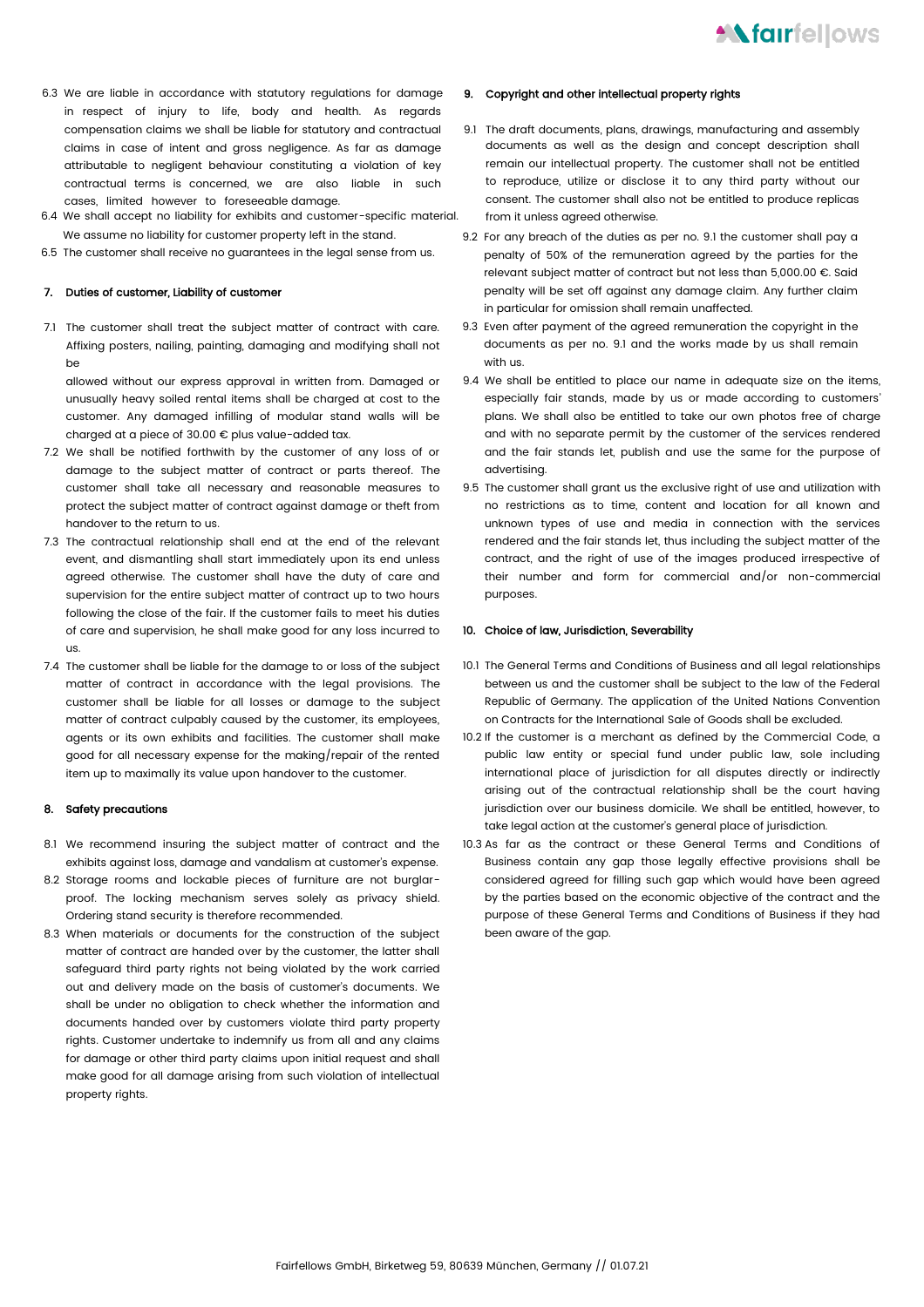6.3 We are liable in accordance with statutory regulations for damage in respect of injury to life, body and health. As regards compensation claims we shall be liable for statutory and contractual claims in case of intent and gross negligence. As far as damage attributable to negligent behaviour constituting a violation of key contractual terms is concerned, we are also liable in such cases, limited however to foreseeable damage.

6.4 We shall accept no liability for exhibits and customer-specific material. We assume no liability for customer property left in the stand.

6.5 The customer shall receive no guarantees in the legal sense from us.

## 7. Duties of customer, Liability of customer

7.1 The customer shall treat the subject matter of contract with care. Affixing posters, nailing, painting, damaging and modifying shall not be

allowed without our express approval in written from. Damaged or unusually heavy soiled rental items shall be charged at cost to the customer. Any damaged infilling of modular stand walls will be charged at a piece of 30.00 € plus value-added tax.

7.2 We shall be notified forthwith by the customer of any loss of or damage to the subject matter of contract or parts thereof. The customer shall take all necessary and reasonable measures to protect the subject matter of contract against damage or theft from handover to the return to us.

7.3 The contractual relationship shall end at the end of the relevant event, and dismantling shall start immediately upon its end unless agreed otherwise. The customer shall have the duty of care and supervision for the entire subject matter of contract up to two hours following the close of the fair. If the customer fails to meet his duties of care and supervision, he shall make good for any loss incurred to us.

7.4 The customer shall be liable for the damage to or loss of the subject matter of contract in accordance with the legal provisions. The customer shall be liable for all losses or damage to the subject matter of contract culpably caused by the customer, its employees, agents or its own exhibits and facilities. The customer shall make good for all necessary expense for the making/repair of the rented item up to maximally its value upon handover to the customer.

## 8. Safety precautions

8.1 We recommend insuring the subject matter of contract and the exhibits against loss, damage and vandalism at customer's expense.

8.2 Storage rooms and lockable pieces of furniture are not burglar-proof. The locking mechanism serves solely as privacy shield. Ordering stand security is therefore recommended.

8.3 When materials or documents for the construction of the subject matter of contract are handed over by the customer, the latter shall safeguard third party rights not being violated by the work carried out and delivery made on the basis of customer's documents. We shall be under no obligation to check whether the information and documents handed over by customers violate third party property rights. Customer undertake to indemnify us from all and any claims for damage or other third party claims upon initial request and shall make good for all damage arising from such violation of intellectual property rights.

## 9. Copyright and other intellectual property rights

9.1 The draft documents, plans, drawings, manufacturing and assembly documents as well as the design and concept description shall remain our intellectual property. The customer shall not be entitled to reproduce, utilize or disclose it to any third party without our consent. The customer shall also not be entitled to produce replicas from it unless agreed otherwise.

9.2 For any breach of the duties as per no. 9.1 the customer shall pay a penalty of 50% of the remuneration agreed by the parties for the relevant subject matter of contract but not less than 5,000.00 €. Said penalty will be set off against any damage claim. Any further claim in particular for omission shall remain unaffected.

9.3 Even after payment of the agreed remuneration the copyright in the documents as per no. 9.1 and the works made by us shall remain with us.

9.4 We shall be entitled to place our name in adequate size on the items, especially fair stands, made by us or made according to customers' plans. We shall also be entitled to take our own photos free of charge and with no separate permit by the customer of the services rendered and the fair stands let, publish and use the same for the purpose of advertising.

9.5 The customer shall grant us the exclusive right of use and utilization with no restrictions as to time, content and location for all known and unknown types of use and media in connection with the services rendered and the fair stands let, thus including the subject matter of the contract, and the right of use of the images produced irrespective of their number and form for commercial and/or non-commercial purposes.

## 10. Choice of law, Jurisdiction, Severability

10.1 The General Terms and Conditions of Business and all legal relationships between us and the customer shall be subject to the law of the Federal Republic of Germany. The application of the United Nations Convention on Contracts for the International Sale of Goods shall be excluded.

10.2 If the customer is a merchant as defined by the Commercial Code, a public law entity or special fund under public law, sole including international place of jurisdiction for all disputes directly or indirectly arising out of the contractual relationship shall be the court having jurisdiction over our business domicile. We shall be entitled, however, to take legal action at the customer's general place of jurisdiction.

10.3 As far as the contract or these General Terms and Conditions of Business contain any gap those legally effective provisions shall be considered agreed for filling such gap which would have been agreed by the parties based on the economic objective of the contract and the purpose of these General Terms and Conditions of Business if they had been aware of the gap.